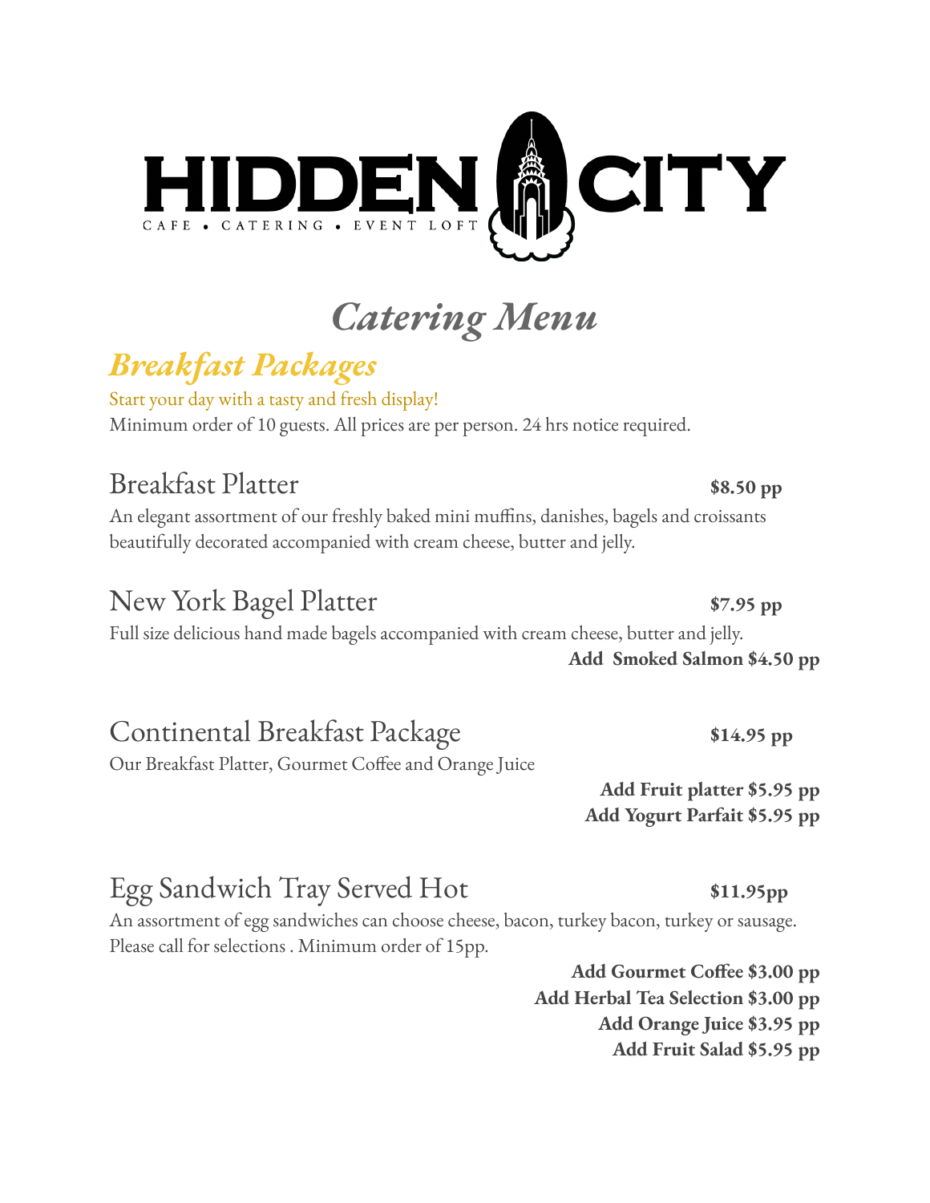# HIDDEN CITY

CAFE • CATERING • EVENT LOFT

## *Catering Menu*

## *Breakfast Packages*

Start your day with a tasty and fresh display!

Minimum order of 10 guests. All prices are per person. 24 hrs notice required.

### Breakfast Platter **$8.50 pp**

An elegant assortment of our freshly baked mini muffins, danishes, bagels and croissants beautifully decorated accompanied with cream cheese, butter and jelly.

### New York Bagel Platter **$7.95 pp**

Full size delicious hand made bagels accompanied with cream cheese, butter and jelly.

**Add Smoked Salmon $4.50 pp**

### Continental Breakfast Package **$14.95 pp**

Our Breakfast Platter, Gourmet Coffee and Orange Juice

**Add Fruit platter $5.95 pp**
**Add Yogurt Parfait $5.95 pp**

### Egg Sandwich Tray Served Hot **$11.95pp**

An assortment of egg sandwiches can choose cheese, bacon, turkey bacon, turkey or sausage. Please call for selections . Minimum order of 15pp.

**Add Gourmet Coffee $3.00 pp**
**Add Herbal Tea Selection $3.00 pp**
**Add Orange Juice $3.95 pp**
**Add Fruit Salad $5.95 pp**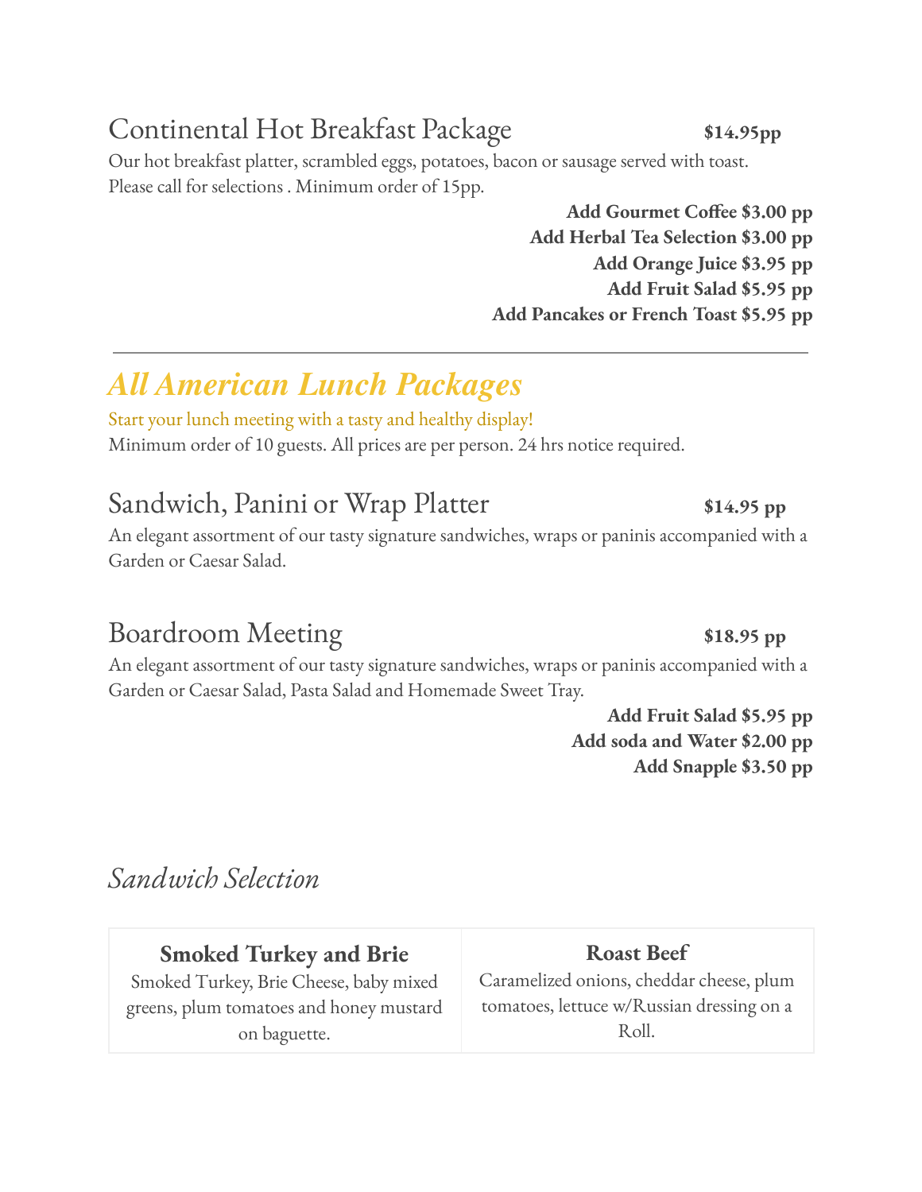## Continental Hot Breakfast Package **$14.95pp**

Our hot breakfast platter, scrambled eggs, potatoes, bacon or sausage served with toast. Please call for selections . Minimum order of 15pp.

**Add Gourmet Coffee $3.00 pp**
**Add Herbal Tea Selection $3.00 pp**
**Add Orange Juice $3.95 pp**
**Add Fruit Salad $5.95 pp**
**Add Pancakes or French Toast $5.95 pp**

---

# *All American Lunch Packages*

Start your lunch meeting with a tasty and healthy display!

Minimum order of 10 guests. All prices are per person. 24 hrs notice required.

## Sandwich, Panini or Wrap Platter **$14.95 pp**

An elegant assortment of our tasty signature sandwiches, wraps or paninis accompanied with a Garden or Caesar Salad.

## Boardroom Meeting **$18.95 pp**

An elegant assortment of our tasty signature sandwiches, wraps or paninis accompanied with a Garden or Caesar Salad, Pasta Salad and Homemade Sweet Tray.

**Add Fruit Salad $5.95 pp**
**Add soda and Water $2.00 pp**
**Add Snapple $3.50 pp**

## *Sandwich Selection*

| **Smoked Turkey and Brie** | **Roast Beef** |
|---|---|
| Smoked Turkey, Brie Cheese, baby mixed greens, plum tomatoes and honey mustard on baguette. | Caramelized onions, cheddar cheese, plum tomatoes, lettuce w/Russian dressing on a Roll. |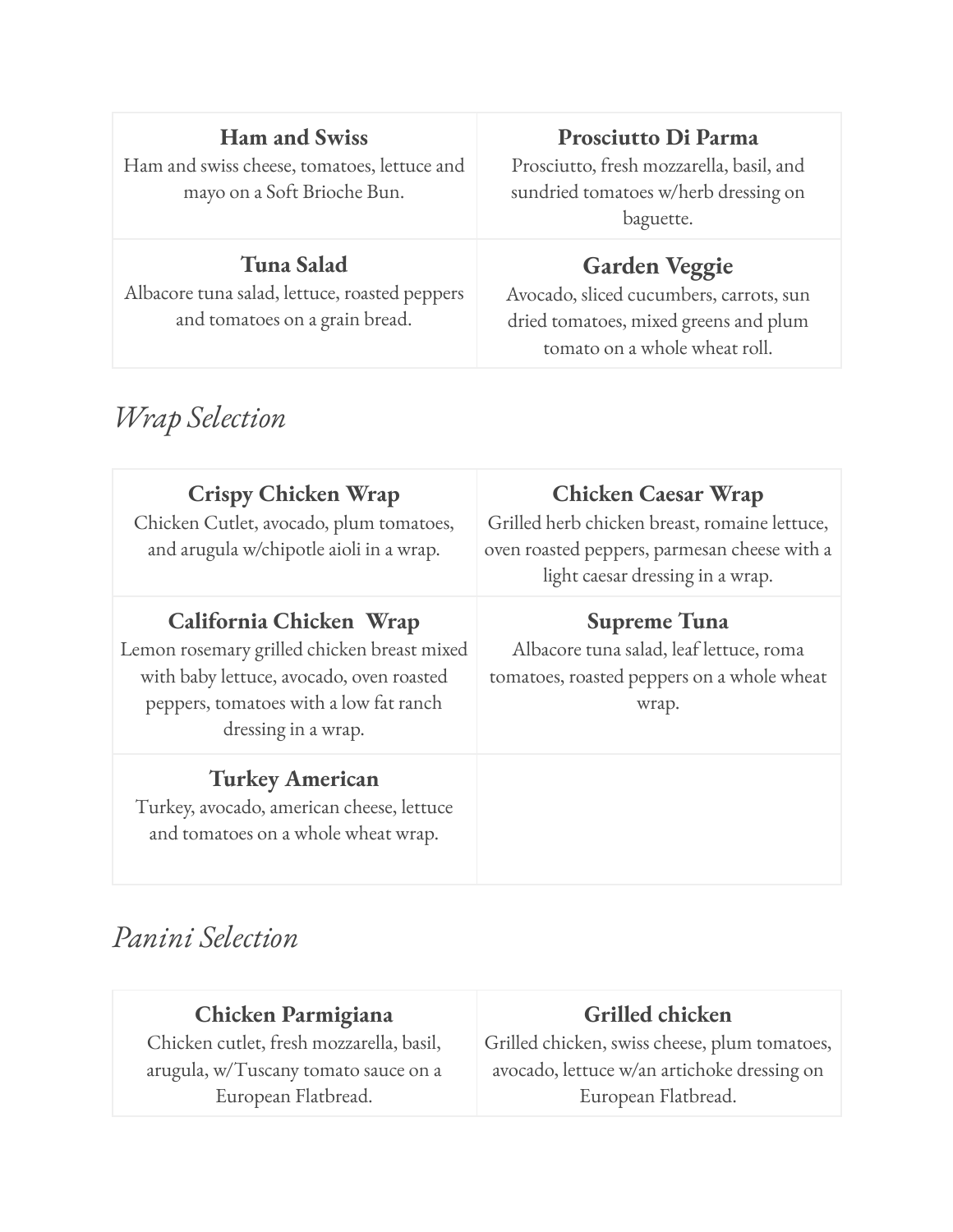| **Ham and Swiss**<br>Ham and swiss cheese, tomatoes, lettuce and mayo on a Soft Brioche Bun. | **Prosciutto Di Parma**<br>Prosciutto, fresh mozzarella, basil, and sundried tomatoes w/herb dressing on baguette. |
|---|---|
| **Tuna Salad**<br>Albacore tuna salad, lettuce, roasted peppers and tomatoes on a grain bread. | **Garden Veggie**<br>Avocado, sliced cucumbers, carrots, sun dried tomatoes, mixed greens and plum tomato on a whole wheat roll. |

## *Wrap Selection*

| **Crispy Chicken Wrap**<br>Chicken Cutlet, avocado, plum tomatoes, and arugula w/chipotle aioli in a wrap. | **Chicken Caesar Wrap**<br>Grilled herb chicken breast, romaine lettuce, oven roasted peppers, parmesan cheese with a light caesar dressing in a wrap. |
|---|---|
| **California Chicken Wrap**<br>Lemon rosemary grilled chicken breast mixed with baby lettuce, avocado, oven roasted peppers, tomatoes with a low fat ranch dressing in a wrap. | **Supreme Tuna**<br>Albacore tuna salad, leaf lettuce, roma tomatoes, roasted peppers on a whole wheat wrap. |
| **Turkey American**<br>Turkey, avocado, american cheese, lettuce and tomatoes on a whole wheat wrap. | |

## *Panini Selection*

| **Chicken Parmigiana**<br>Chicken cutlet, fresh mozzarella, basil, arugula, w/Tuscany tomato sauce on a European Flatbread. | **Grilled chicken**<br>Grilled chicken, swiss cheese, plum tomatoes, avocado, lettuce w/an artichoke dressing on European Flatbread. |
|---|---|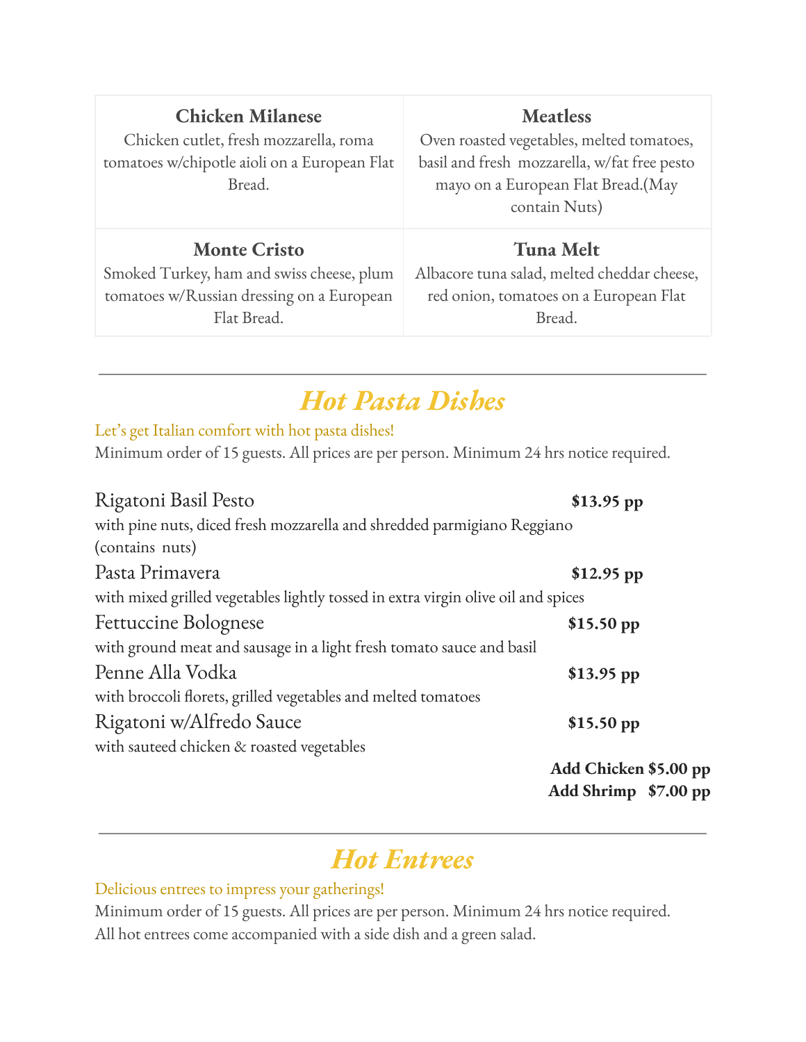| Chicken Milanese | Meatless |
| --- | --- |
| Chicken cutlet, fresh mozzarella, roma tomatoes w/chipotle aioli on a European Flat Bread. | Oven roasted vegetables, melted tomatoes, basil and fresh mozzarella, w/fat free pesto mayo on a European Flat Bread.(May contain Nuts) |
| **Monte Cristo** | **Tuna Melt** |
| Smoked Turkey, ham and swiss cheese, plum tomatoes w/Russian dressing on a European Flat Bread. | Albacore tuna salad, melted cheddar cheese, red onion, tomatoes on a European Flat Bread. |

---

## *Hot Pasta Dishes*

Let's get Italian comfort with hot pasta dishes!

Minimum order of 15 guests. All prices are per person. Minimum 24 hrs notice required.

Rigatoni Basil Pesto **$13.95 pp**
with pine nuts, diced fresh mozzarella and shredded parmigiano Reggiano (contains nuts)

Pasta Primavera **$12.95 pp**
with mixed grilled vegetables lightly tossed in extra virgin olive oil and spices

Fettuccine Bolognese **$15.50 pp**
with ground meat and sausage in a light fresh tomato sauce and basil

Penne Alla Vodka **$13.95 pp**
with broccoli florets, grilled vegetables and melted tomatoes

Rigatoni w/Alfredo Sauce **$15.50 pp**
with sauteed chicken & roasted vegetables

**Add Chicken $5.00 pp**
**Add Shrimp $7.00 pp**

---

## *Hot Entrees*

Delicious entrees to impress your gatherings!

Minimum order of 15 guests. All prices are per person. Minimum 24 hrs notice required.
All hot entrees come accompanied with a side dish and a green salad.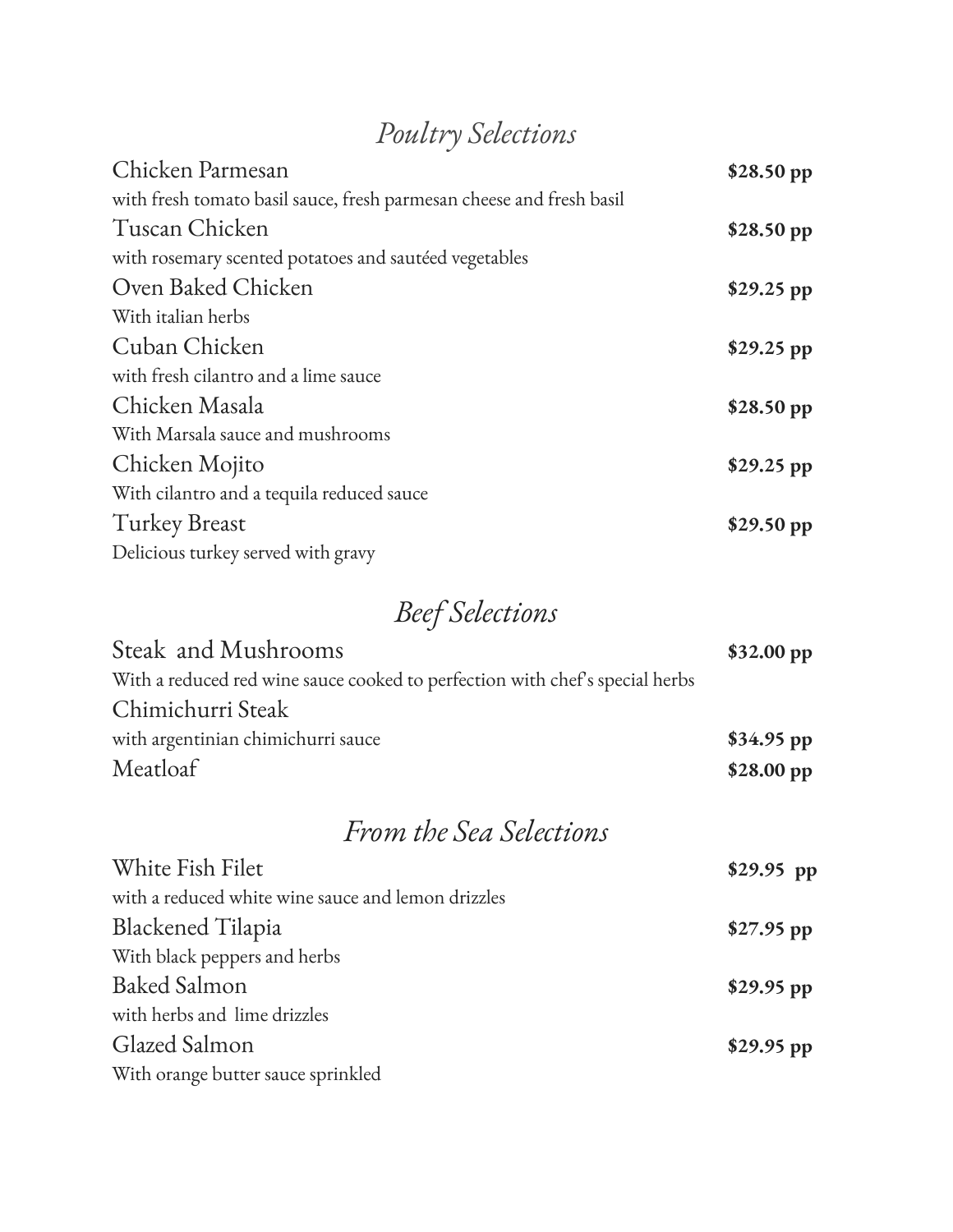## *Poultry Selections*

Chicken Parmesan **$28.50 pp**
with fresh tomato basil sauce, fresh parmesan cheese and fresh basil

Tuscan Chicken **$28.50 pp**
with rosemary scented potatoes and sautéed vegetables

Oven Baked Chicken **$29.25 pp**
With italian herbs

Cuban Chicken **$29.25 pp**
with fresh cilantro and a lime sauce

Chicken Masala **$28.50 pp**
With Marsala sauce and mushrooms

Chicken Mojito **$29.25 pp**
With cilantro and a tequila reduced sauce

Turkey Breast **$29.50 pp**
Delicious turkey served with gravy

## *Beef Selections*

Steak and Mushrooms **$32.00 pp**
With a reduced red wine sauce cooked to perfection with chef's special herbs

Chimichurri Steak
with argentinian chimichurri sauce **$34.95 pp**

Meatloaf **$28.00 pp**

## *From the Sea Selections*

White Fish Filet **$29.95 pp**
with a reduced white wine sauce and lemon drizzles

Blackened Tilapia **$27.95 pp**
With black peppers and herbs

Baked Salmon **$29.95 pp**
with herbs and lime drizzles

Glazed Salmon **$29.95 pp**
With orange butter sauce sprinkled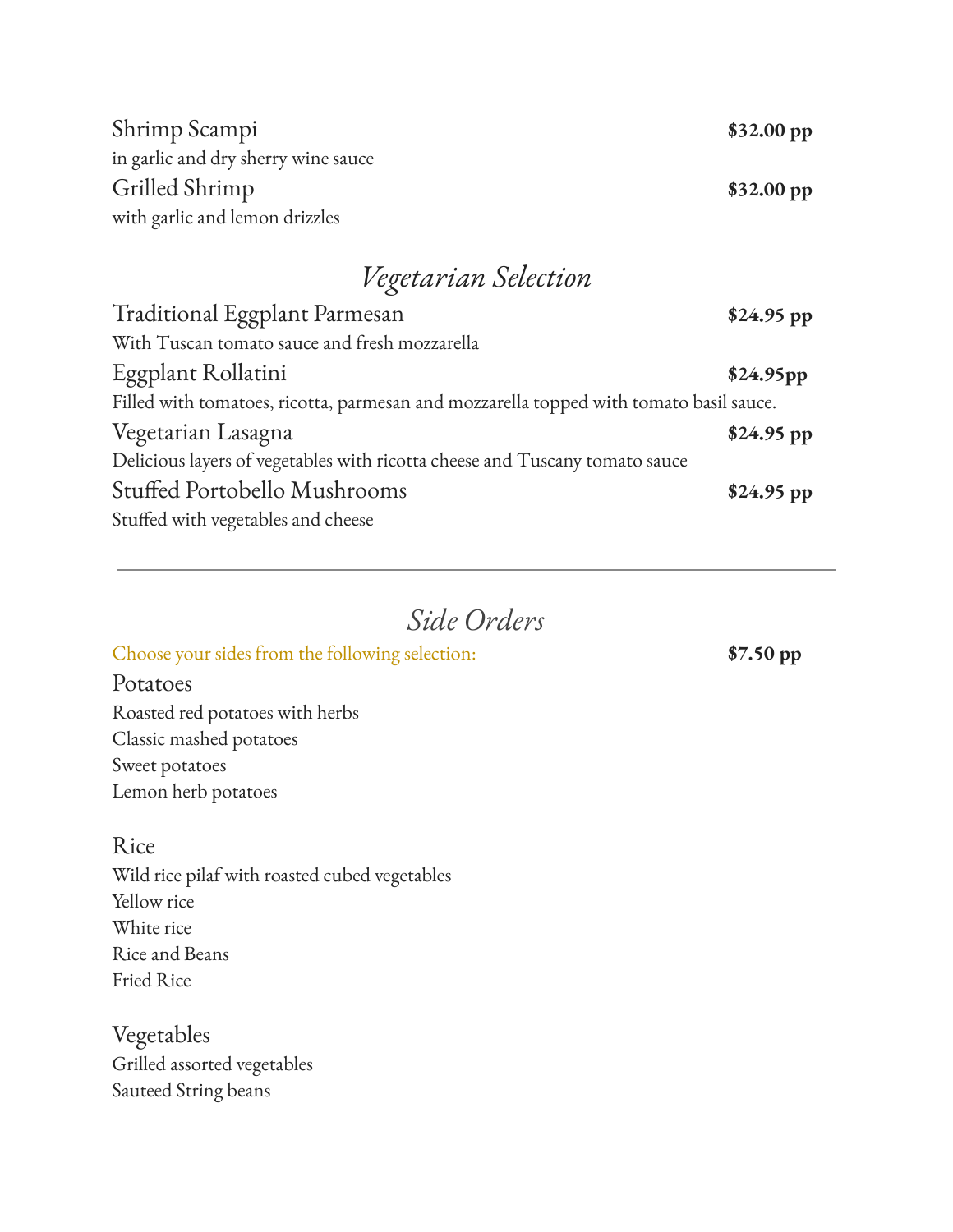Shrimp Scampi **$32.00 pp**
in garlic and dry sherry wine sauce

Grilled Shrimp **$32.00 pp**
with garlic and lemon drizzles

## *Vegetarian Selection*

Traditional Eggplant Parmesan **$24.95 pp**
With Tuscan tomato sauce and fresh mozzarella

Eggplant Rollatini **$24.95pp**
Filled with tomatoes, ricotta, parmesan and mozzarella topped with tomato basil sauce.

Vegetarian Lasagna **$24.95 pp**
Delicious layers of vegetables with ricotta cheese and Tuscany tomato sauce

Stuffed Portobello Mushrooms **$24.95 pp**
Stuffed with vegetables and cheese

---

## *Side Orders*

Choose your sides from the following selection: **$7.50 pp**

### Potatoes

Roasted red potatoes with herbs
Classic mashed potatoes
Sweet potatoes
Lemon herb potatoes

### Rice

Wild rice pilaf with roasted cubed vegetables
Yellow rice
White rice
Rice and Beans
Fried Rice

### Vegetables

Grilled assorted vegetables
Sauteed String beans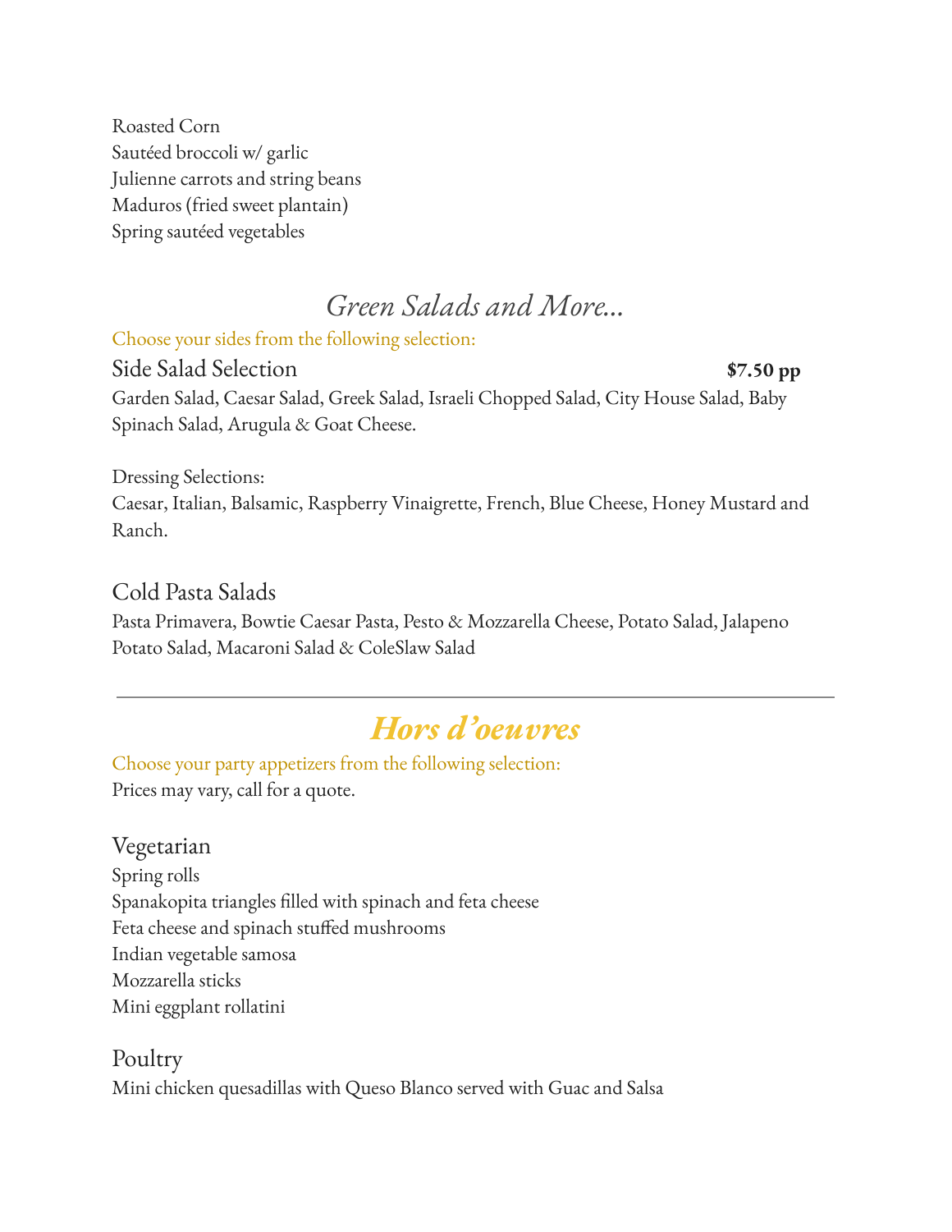Roasted Corn
Sautéed broccoli w/ garlic
Julienne carrots and string beans
Maduros (fried sweet plantain)
Spring sautéed vegetables

## *Green Salads and More...*

Choose your sides from the following selection:

### Side Salad Selection **$7.50 pp**

Garden Salad, Caesar Salad, Greek Salad, Israeli Chopped Salad, City House Salad, Baby Spinach Salad, Arugula & Goat Cheese.

Dressing Selections:
Caesar, Italian, Balsamic, Raspberry Vinaigrette, French, Blue Cheese, Honey Mustard and Ranch.

### Cold Pasta Salads

Pasta Primavera, Bowtie Caesar Pasta, Pesto & Mozzarella Cheese, Potato Salad, Jalapeno Potato Salad, Macaroni Salad & ColeSlaw Salad

---

## ***Hors d'oeuvres***

Choose your party appetizers from the following selection:
Prices may vary, call for a quote.

### Vegetarian

Spring rolls
Spanakopita triangles filled with spinach and feta cheese
Feta cheese and spinach stuffed mushrooms
Indian vegetable samosa
Mozzarella sticks
Mini eggplant rollatini

### Poultry

Mini chicken quesadillas with Queso Blanco served with Guac and Salsa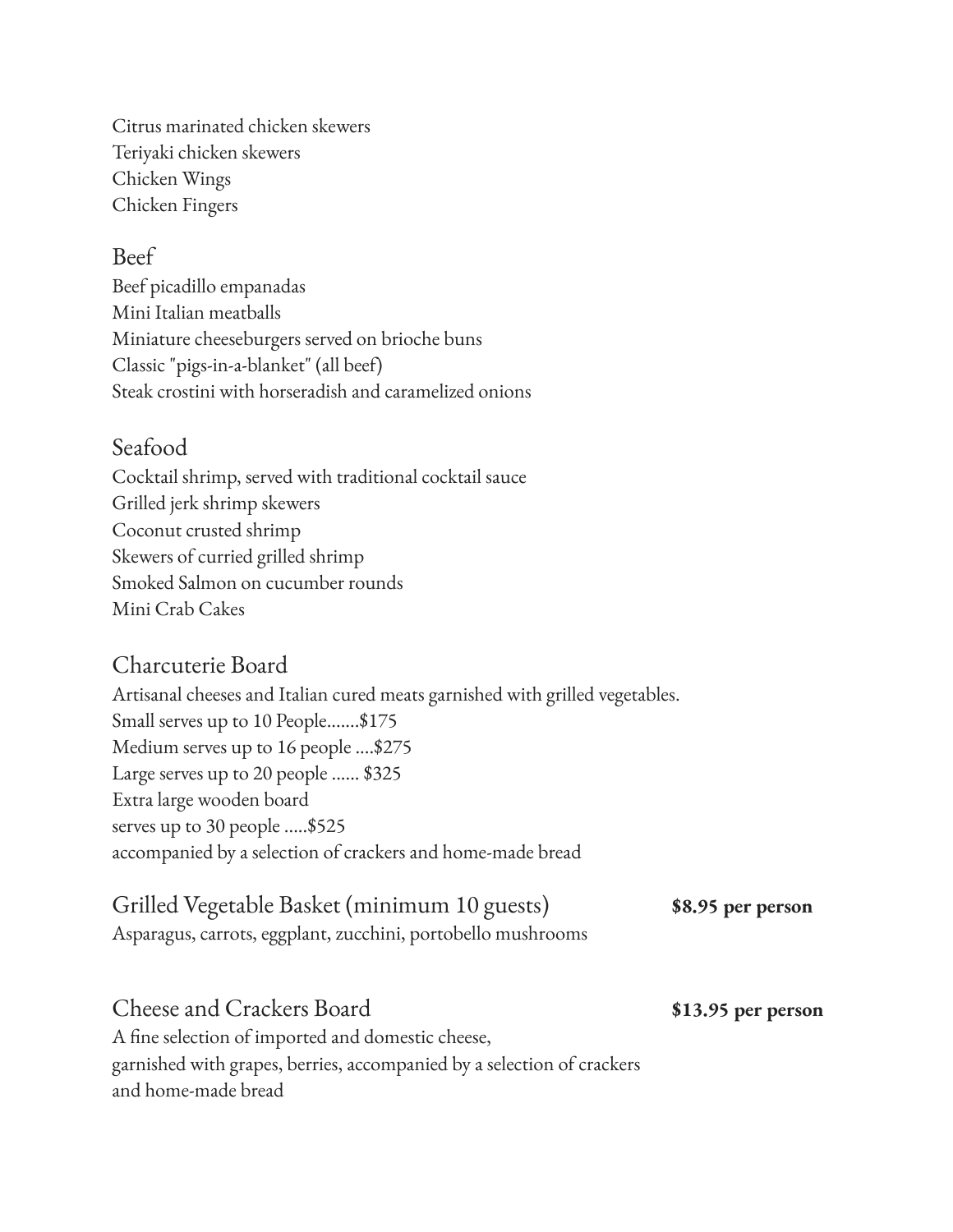Citrus marinated chicken skewers
Teriyaki chicken skewers
Chicken Wings
Chicken Fingers

## Beef

Beef picadillo empanadas
Mini Italian meatballs
Miniature cheeseburgers served on brioche buns
Classic "pigs-in-a-blanket" (all beef)
Steak crostini with horseradish and caramelized onions

## Seafood

Cocktail shrimp, served with traditional cocktail sauce
Grilled jerk shrimp skewers
Coconut crusted shrimp
Skewers of curried grilled shrimp
Smoked Salmon on cucumber rounds
Mini Crab Cakes

## Charcuterie Board

Artisanal cheeses and Italian cured meats garnished with grilled vegetables.
Small serves up to 10 People.......$175
Medium serves up to 16 people ....$275
Large serves up to 20 people ...... $325
Extra large wooden board
serves up to 30 people .....$525
accompanied by a selection of crackers and home-made bread

## Grilled Vegetable Basket (minimum 10 guests) **$8.95 per person**

Asparagus, carrots, eggplant, zucchini, portobello mushrooms

## Cheese and Crackers Board **$13.95 per person**

A fine selection of imported and domestic cheese,
garnished with grapes, berries, accompanied by a selection of crackers
and home-made bread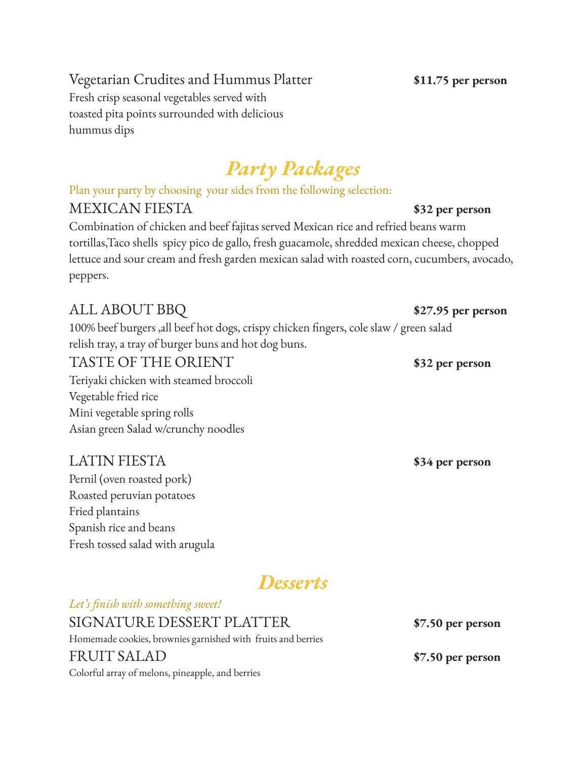Vegetarian Crudites and Hummus Platter **$11.75 per person**

Fresh crisp seasonal vegetables served with toasted pita points surrounded with delicious hummus dips

# *Party Packages*

Plan your party by choosing your sides from the following selection:

### MEXICAN FIESTA **$32 per person**

Combination of chicken and beef fajitas served Mexican rice and refried beans warm tortillas,Taco shells spicy pico de gallo, fresh guacamole, shredded mexican cheese, chopped lettuce and sour cream and fresh garden mexican salad with roasted corn, cucumbers, avocado, peppers.

### ALL ABOUT BBQ **$27.95 per person**

100% beef burgers ,all beef hot dogs, crispy chicken fingers, cole slaw / green salad relish tray, a tray of burger buns and hot dog buns.

### TASTE OF THE ORIENT **$32 per person**

Teriyaki chicken with steamed broccoli
Vegetable fried rice
Mini vegetable spring rolls
Asian green Salad w/crunchy noodles

### LATIN FIESTA **$34 per person**

Pernil (oven roasted pork)
Roasted peruvian potatoes
Fried plantains
Spanish rice and beans
Fresh tossed salad with arugula

# *Desserts*

*Let's finish with something sweet!*

### SIGNATURE DESSERT PLATTER **$7.50 per person**

Homemade cookies, brownies garnished with fruits and berries

### FRUIT SALAD **$7.50 per person**

Colorful array of melons, pineapple, and berries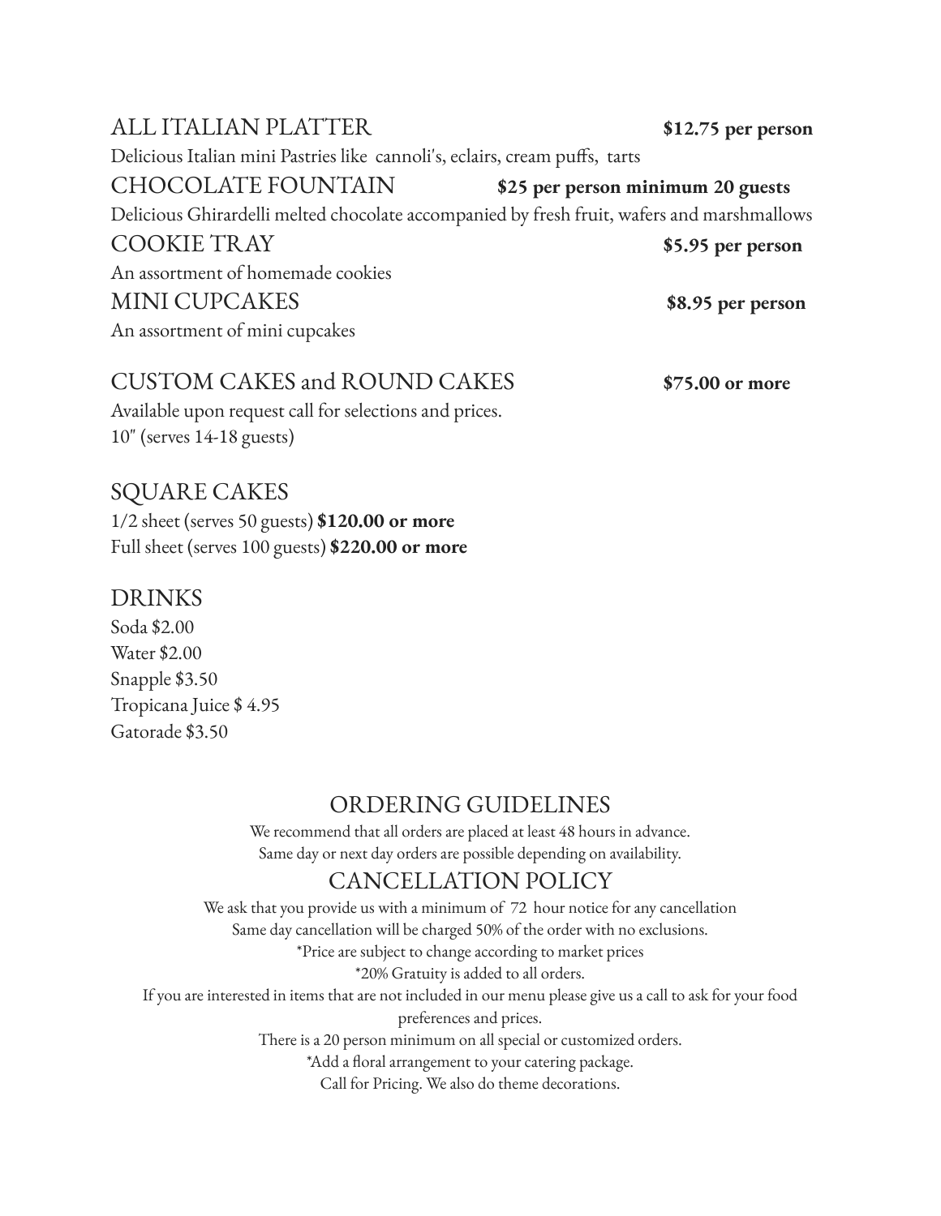## ALL ITALIAN PLATTER **$12.75 per person**

Delicious Italian mini Pastries like cannoli's, eclairs, cream puffs, tarts

## CHOCOLATE FOUNTAIN **$25 per person minimum 20 guests**

Delicious Ghirardelli melted chocolate accompanied by fresh fruit, wafers and marshmallows

## COOKIE TRAY **$5.95 per person**

An assortment of homemade cookies

## MINI CUPCAKES **$8.95 per person**

An assortment of mini cupcakes

## CUSTOM CAKES and ROUND CAKES **$75.00 or more**

Available upon request call for selections and prices.
10" (serves 14-18 guests)

## SQUARE CAKES

1/2 sheet (serves 50 guests) **$120.00 or more**
Full sheet (serves 100 guests) **$220.00 or more**

## DRINKS

Soda $2.00
Water $2.00
Snapple $3.50
Tropicana Juice $ 4.95
Gatorade $3.50

## ORDERING GUIDELINES

We recommend that all orders are placed at least 48 hours in advance.
Same day or next day orders are possible depending on availability.

## CANCELLATION POLICY

We ask that you provide us with a minimum of 72 hour notice for any cancellation
Same day cancellation will be charged 50% of the order with no exclusions.
*Price are subject to change according to market prices
*20% Gratuity is added to all orders.
If you are interested in items that are not included in our menu please give us a call to ask for your food preferences and prices.
There is a 20 person minimum on all special or customized orders.
*Add a floral arrangement to your catering package.
Call for Pricing. We also do theme decorations.